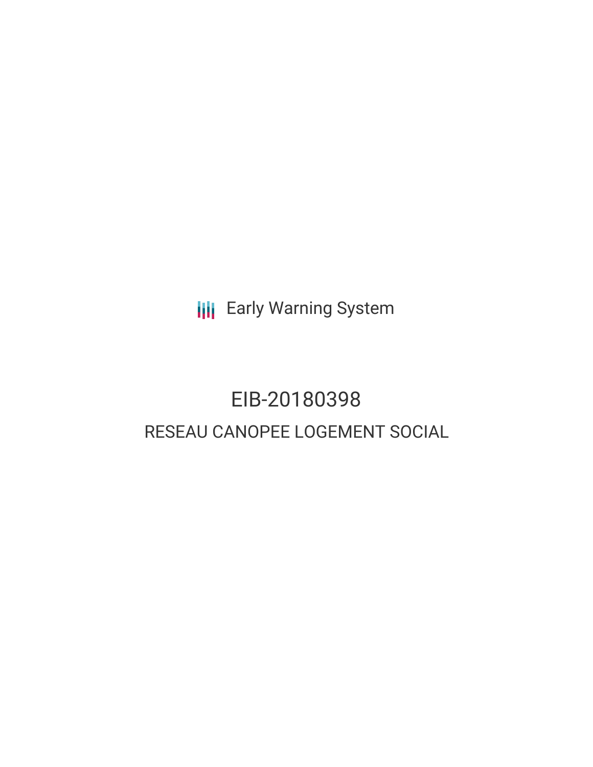Early Warning System

# EIB-20180398

## RESEAU CANOPEE LOGEMENT SOCIAL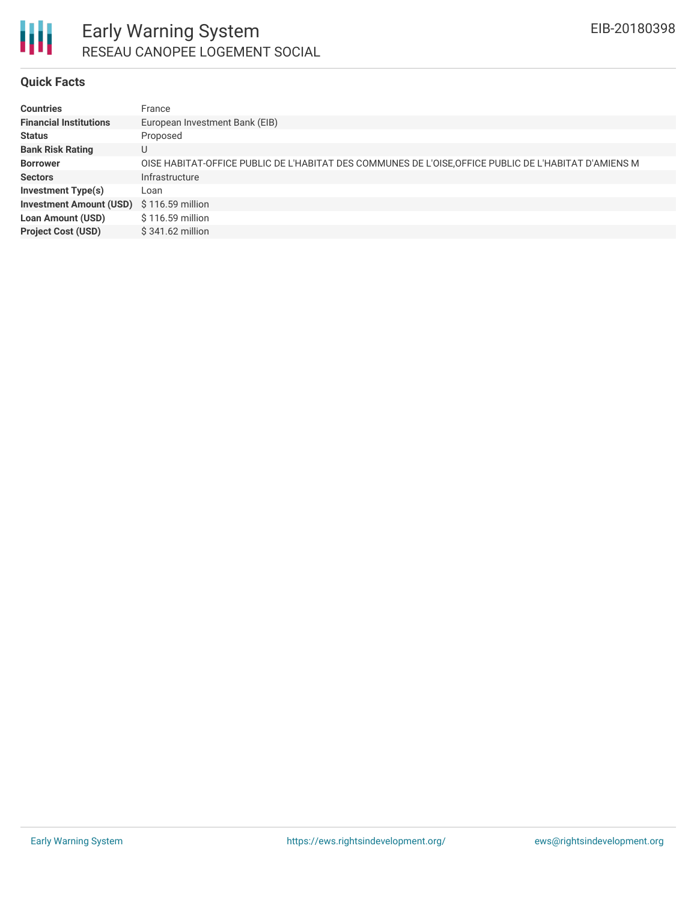## Quick Facts

| | |
|---|---|
| **Countries** | France |
| **Financial Institutions** | European Investment Bank (EIB) |
| **Status** | Proposed |
| **Bank Risk Rating** | U |
| **Borrower** | OISE HABITAT-OFFICE PUBLIC DE L'HABITAT DES COMMUNES DE L'OISE,OFFICE PUBLIC DE L'HABITAT D'AMIENS M |
| **Sectors** | Infrastructure |
| **Investment Type(s)** | Loan |
| **Investment Amount (USD)** | $ 116.59 million |
| **Loan Amount (USD)** | $ 116.59 million |
| **Project Cost (USD)** | $ 341.62 million |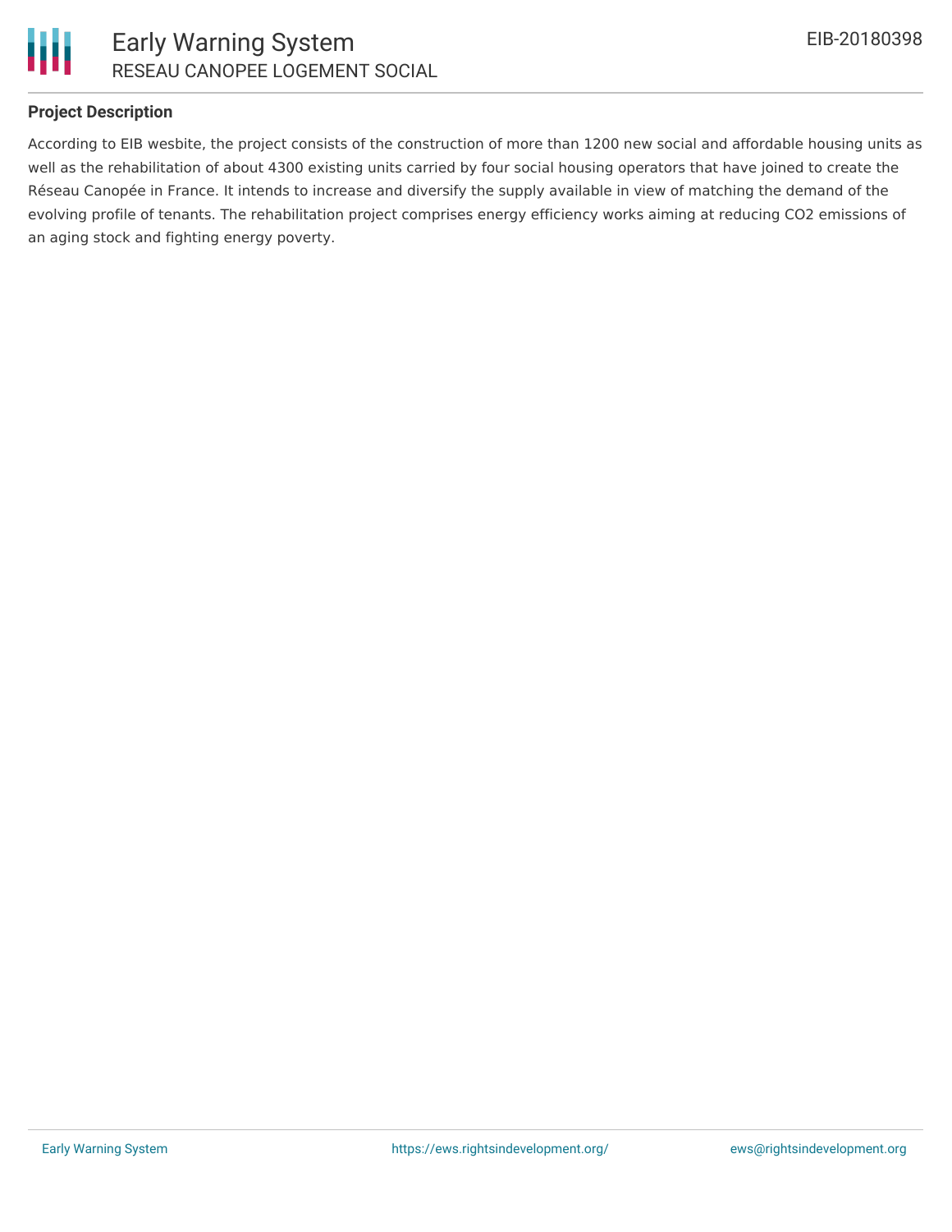**Project Description**

According to EIB wesbite, the project consists of the construction of more than 1200 new social and affordable housing units as well as the rehabilitation of about 4300 existing units carried by four social housing operators that have joined to create the Réseau Canopée in France. It intends to increase and diversify the supply available in view of matching the demand of the evolving profile of tenants. The rehabilitation project comprises energy efficiency works aiming at reducing $CO_2$ emissions of an aging stock and fighting energy poverty.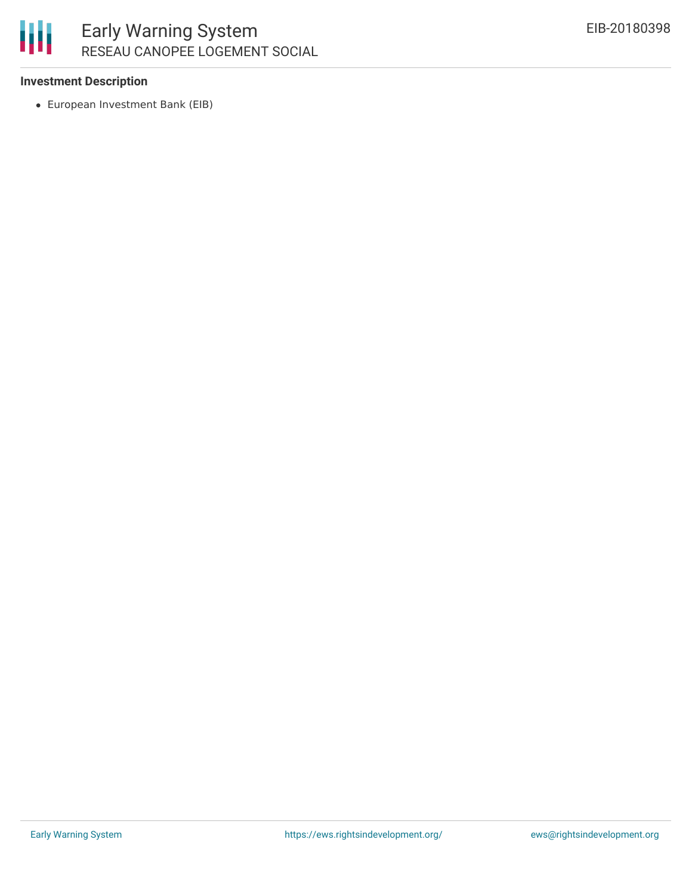**Investment Description**

- European Investment Bank (EIB)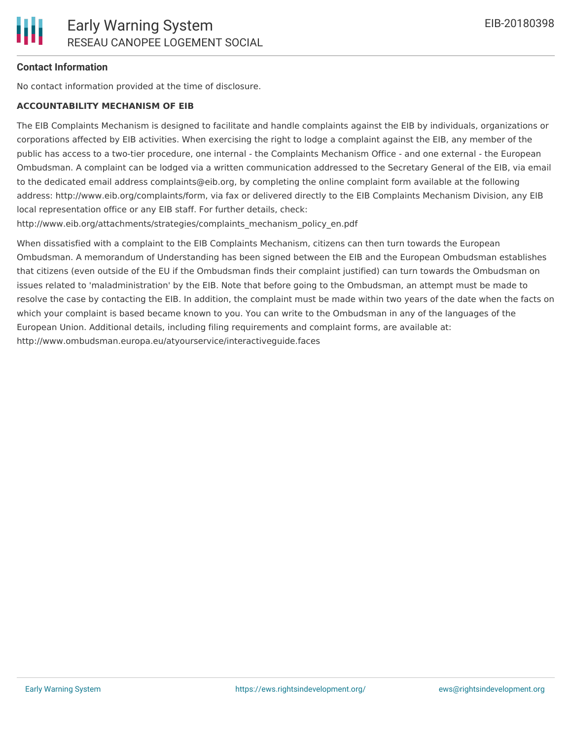**Contact Information**

No contact information provided at the time of disclosure.

**ACCOUNTABILITY MECHANISM OF EIB**

The EIB Complaints Mechanism is designed to facilitate and handle complaints against the EIB by individuals, organizations or corporations affected by EIB activities. When exercising the right to lodge a complaint against the EIB, any member of the public has access to a two-tier procedure, one internal - the Complaints Mechanism Office - and one external - the European Ombudsman. A complaint can be lodged via a written communication addressed to the Secretary General of the EIB, via email to the dedicated email address complaints@eib.org, by completing the online complaint form available at the following address: http://www.eib.org/complaints/form, via fax or delivered directly to the EIB Complaints Mechanism Division, any EIB local representation office or any EIB staff. For further details, check: http://www.eib.org/attachments/strategies/complaints_mechanism_policy_en.pdf

When dissatisfied with a complaint to the EIB Complaints Mechanism, citizens can then turn towards the European Ombudsman. A memorandum of Understanding has been signed between the EIB and the European Ombudsman establishes that citizens (even outside of the EU if the Ombudsman finds their complaint justified) can turn towards the Ombudsman on issues related to 'maladministration' by the EIB. Note that before going to the Ombudsman, an attempt must be made to resolve the case by contacting the EIB. In addition, the complaint must be made within two years of the date when the facts on which your complaint is based became known to you. You can write to the Ombudsman in any of the languages of the European Union. Additional details, including filing requirements and complaint forms, are available at: http://www.ombudsman.europa.eu/atyourservice/interactiveguide.faces